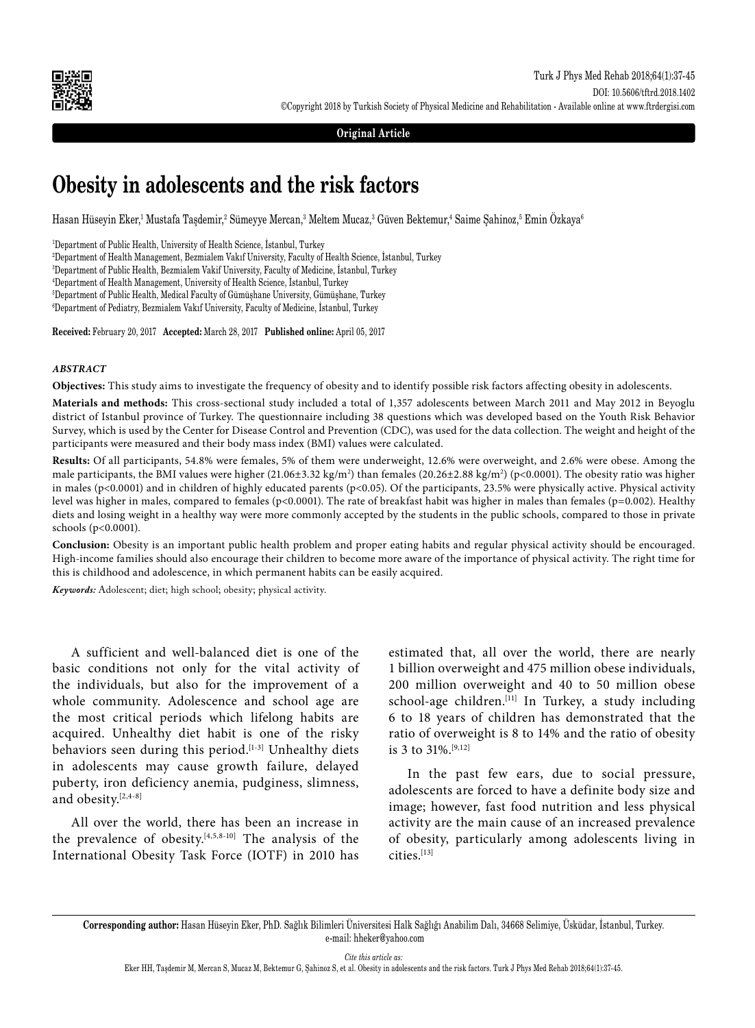Original Article

# Obesity in adolescents and the risk factors

Hasan Hüseyin Eker,[1] Mustafa Taşdemir,[2] Sümeyye Mercan,[3] Meltem Mucaz,[3] Güven Bektemur,[4] Saime Şahinoz,[5] Emin Özkaya[6]

[1]Department of Public Health, University of Health Science, İstanbul, Turkey
[2]Department of Health Management, Bezmialem Vakıf University, Faculty of Health Science, İstanbul, Turkey
[3]Department of Public Health, Bezmialem Vakif University, Faculty of Medicine, İstanbul, Turkey
[4]Department of Health Management, University of Health Science, İstanbul, Turkey
[5]Department of Public Health, Medical Faculty of Gümüşhane University, Gümüşhane, Turkey
[6]Department of Pediatry, Bezmialem Vakıf University, Faculty of Medicine, İstanbul, Turkey

**Received:** February 20, 2017 **Accepted:** March 28, 2017 **Published online:** April 05, 2017

### *ABSTRACT*

**Objectives:** This study aims to investigate the frequency of obesity and to identify possible risk factors affecting obesity in adolescents.

**Materials and methods:** This cross-sectional study included a total of 1,357 adolescents between March 2011 and May 2012 in Beyoglu district of Istanbul province of Turkey. The questionnaire including 38 questions which was developed based on the Youth Risk Behavior Survey, which is used by the Center for Disease Control and Prevention (CDC), was used for the data collection. The weight and height of the participants were measured and their body mass index (BMI) values were calculated.

**Results:** Of all participants, 54.8% were females, 5% of them were underweight, 12.6% were overweight, and 2.6% were obese. Among the male participants, the BMI values were higher (21.06±3.32 kg/m$^2$) than females (20.26±2.88 kg/m$^2$) ($p<0.0001$). The obesity ratio was higher in males ($p<0.0001$) and in children of highly educated parents ($p<0.05$). Of the participants, 23.5% were physically active. Physical activity level was higher in males, compared to females ($p<0.0001$). The rate of breakfast habit was higher in males than females ($p=0.002$). Healthy diets and losing weight in a healthy way were more commonly accepted by the students in the public schools, compared to those in private schools ($p<0.0001$).

**Conclusion:** Obesity is an important public health problem and proper eating habits and regular physical activity should be encouraged. High-income families should also encourage their children to become more aware of the importance of physical activity. The right time for this is childhood and adolescence, in which permanent habits can be easily acquired.

***Keywords:*** Adolescent; diet; high school; obesity; physical activity.

A sufficient and well-balanced diet is one of the basic conditions not only for the vital activity of the individuals, but also for the improvement of a whole community. Adolescence and school age are the most critical periods which lifelong habits are acquired. Unhealthy diet habit is one of the risky behaviors seen during this period.[1-3] Unhealthy diets in adolescents may cause growth failure, delayed puberty, iron deficiency anemia, pudginess, slimness, and obesity.[2,4-8]

All over the world, there has been an increase in the prevalence of obesity.[4,5,8-10] The analysis of the International Obesity Task Force (IOTF) in 2010 has estimated that, all over the world, there are nearly 1 billion overweight and 475 million obese individuals, 200 million overweight and 40 to 50 million obese school-age children.[11] In Turkey, a study including 6 to 18 years of children has demonstrated that the ratio of overweight is 8 to 14% and the ratio of obesity is 3 to 31%.[9,12]

In the past few ears, due to social pressure, adolescents are forced to have a definite body size and image; however, fast food nutrition and less physical activity are the main cause of an increased prevalence of obesity, particularly among adolescents living in cities.[13]

**Corresponding author:** Hasan Hüseyin Eker, PhD. Sağlık Bilimleri Üniversitesi Halk Sağlığı Anabilim Dalı, 34668 Selimiye, Üsküdar, İstanbul, Turkey.
e-mail: hheker@yahoo.com

*Cite this article as:*
Eker HH, Taşdemir M, Mercan S, Mucaz M, Bektemur G, Şahinoz S, et al. Obesity in adolescents and the risk factors. Turk J Phys Med Rehab 2018;64(1):37-45.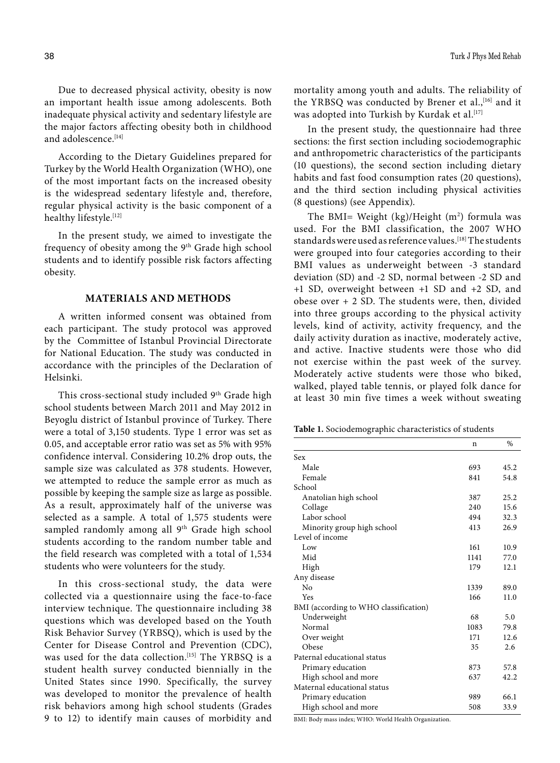Due to decreased physical activity, obesity is now an important health issue among adolescents. Both inadequate physical activity and sedentary lifestyle are the major factors affecting obesity both in childhood and adolescence.[14]

According to the Dietary Guidelines prepared for Turkey by the World Health Organization (WHO), one of the most important facts on the increased obesity is the widespread sedentary lifestyle and, therefore, regular physical activity is the basic component of a healthy lifestyle.[12]

In the present study, we aimed to investigate the frequency of obesity among the 9th Grade high school students and to identify possible risk factors affecting obesity.

## MATERIALS AND METHODS

A written informed consent was obtained from each participant. The study protocol was approved by the Committee of Istanbul Provincial Directorate for National Education. The study was conducted in accordance with the principles of the Declaration of Helsinki.

This cross-sectional study included 9th Grade high school students between March 2011 and May 2012 in Beyoglu district of Istanbul province of Turkey. There were a total of 3,150 students. Type 1 error was set as 0.05, and acceptable error ratio was set as 5% with 95% confidence interval. Considering 10.2% drop outs, the sample size was calculated as 378 students. However, we attempted to reduce the sample error as much as possible by keeping the sample size as large as possible. As a result, approximately half of the universe was selected as a sample. A total of 1,575 students were sampled randomly among all 9th Grade high school students according to the random number table and the field research was completed with a total of 1,534 students who were volunteers for the study.

In this cross-sectional study, the data were collected via a questionnaire using the face-to-face interview technique. The questionnaire including 38 questions which was developed based on the Youth Risk Behavior Survey (YRBSQ), which is used by the Center for Disease Control and Prevention (CDC), was used for the data collection.[15] The YRBSQ is a student health survey conducted biennially in the United States since 1990. Specifically, the survey was developed to monitor the prevalence of health risk behaviors among high school students (Grades 9 to 12) to identify main causes of morbidity and mortality among youth and adults. The reliability of the YRBSQ was conducted by Brener et al.,[16] and it was adopted into Turkish by Kurdak et al.[17]

In the present study, the questionnaire had three sections: the first section including sociodemographic and anthropometric characteristics of the participants (10 questions), the second section including dietary habits and fast food consumption rates (20 questions), and the third section including physical activities (8 questions) (see Appendix).

The BMI= Weight (kg)/Height ($m^2$) formula was used. For the BMI classification, the 2007 WHO standards were used as reference values.[18] The students were grouped into four categories according to their BMI values as underweight between -3 standard deviation (SD) and -2 SD, normal between -2 SD and +1 SD, overweight between +1 SD and +2 SD, and obese over + 2 SD. The students were, then, divided into three groups according to the physical activity levels, kind of activity, activity frequency, and the daily activity duration as inactive, moderately active, and active. Inactive students were those who did not exercise within the past week of the survey. Moderately active students were those who biked, walked, played table tennis, or played folk dance for at least 30 min five times a week without sweating

**Table 1.** Sociodemographic characteristics of students

| | n | % |
|---|---|---|
| Sex | | |
| Male | 693 | 45.2 |
| Female | 841 | 54.8 |
| School | | |
| Anatolian high school | 387 | 25.2 |
| Collage | 240 | 15.6 |
| Labor school | 494 | 32.3 |
| Minority group high school | 413 | 26.9 |
| Level of income | | |
| Low | 161 | 10.9 |
| Mid | 1141 | 77.0 |
| High | 179 | 12.1 |
| Any disease | | |
| No | 1339 | 89.0 |
| Yes | 166 | 11.0 |
| BMI (according to WHO classification) | | |
| Underweight | 68 | 5.0 |
| Normal | 1083 | 79.8 |
| Over weight | 171 | 12.6 |
| Obese | 35 | 2.6 |
| Paternal educational status | | |
| Primary education | 873 | 57.8 |
| High school and more | 637 | 42.2 |
| Maternal educational status | | |
| Primary education | 989 | 66.1 |
| High school and more | 508 | 33.9 |

BMI: Body mass index; WHO: World Health Organization.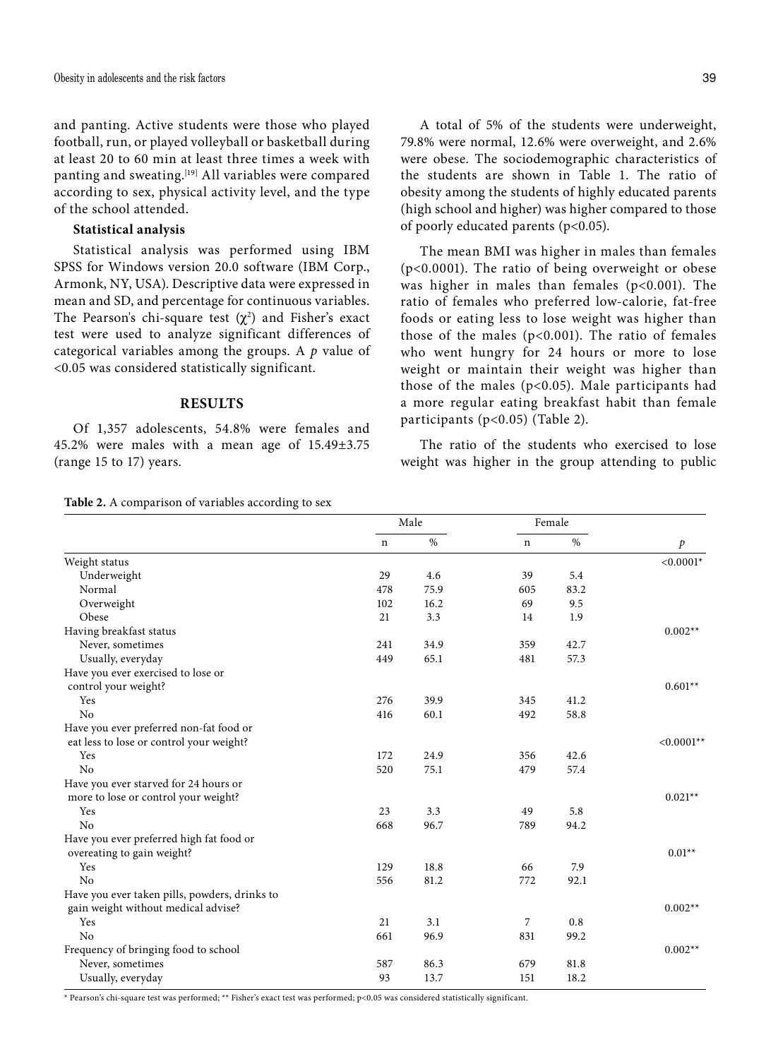and panting. Active students were those who played football, run, or played volleyball or basketball during at least 20 to 60 min at least three times a week with panting and sweating.[19] All variables were compared according to sex, physical activity level, and the type of the school attended.

### Statistical analysis

Statistical analysis was performed using IBM SPSS for Windows version 20.0 software (IBM Corp., Armonk, NY, USA). Descriptive data were expressed in mean and SD, and percentage for continuous variables. The Pearson's chi-square test ($\chi^2$) and Fisher's exact test were used to analyze significant differences of categorical variables among the groups. A $p$ value of <0.05 was considered statistically significant.

## RESULTS

Of 1,357 adolescents, 54.8% were females and 45.2% were males with a mean age of 15.49±3.75 (range 15 to 17) years.

A total of 5% of the students were underweight, 79.8% were normal, 12.6% were overweight, and 2.6% were obese. The sociodemographic characteristics of the students are shown in Table 1. The ratio of obesity among the students of highly educated parents (high school and higher) was higher compared to those of poorly educated parents (p<0.05).

The mean BMI was higher in males than females (p<0.0001). The ratio of being overweight or obese was higher in males than females (p<0.001). The ratio of females who preferred low-calorie, fat-free foods or eating less to lose weight was higher than those of the males (p<0.001). The ratio of females who went hungry for 24 hours or more to lose weight or maintain their weight was higher than those of the males (p<0.05). Male participants had a more regular eating breakfast habit than female participants (p<0.05) (Table 2).

The ratio of the students who exercised to lose weight was higher in the group attending to public

**Table 2.** A comparison of variables according to sex

| | Male | | Female | | |
|---|---|---|---|---|---|
| | n | % | n | % | *p* |
| Weight status | | | | | <0.0001* |
| Underweight | 29 | 4.6 | 39 | 5.4 | |
| Normal | 478 | 75.9 | 605 | 83.2 | |
| Overweight | 102 | 16.2 | 69 | 9.5 | |
| Obese | 21 | 3.3 | 14 | 1.9 | |
| Having breakfast status | | | | | 0.002** |
| Never, sometimes | 241 | 34.9 | 359 | 42.7 | |
| Usually, everyday | 449 | 65.1 | 481 | 57.3 | |
| Have you ever exercised to lose or control your weight? | | | | | 0.601** |
| Yes | 276 | 39.9 | 345 | 41.2 | |
| No | 416 | 60.1 | 492 | 58.8 | |
| Have you ever preferred non-fat food or eat less to lose or control your weight? | | | | | <0.0001** |
| Yes | 172 | 24.9 | 356 | 42.6 | |
| No | 520 | 75.1 | 479 | 57.4 | |
| Have you ever starved for 24 hours or more to lose or control your weight? | | | | | 0.021** |
| Yes | 23 | 3.3 | 49 | 5.8 | |
| No | 668 | 96.7 | 789 | 94.2 | |
| Have you ever preferred high fat food or overeating to gain weight? | | | | | 0.01** |
| Yes | 129 | 18.8 | 66 | 7.9 | |
| No | 556 | 81.2 | 772 | 92.1 | |
| Have you ever taken pills, powders, drinks to gain weight without medical advise? | | | | | 0.002** |
| Yes | 21 | 3.1 | 7 | 0.8 | |
| No | 661 | 96.9 | 831 | 99.2 | |
| Frequency of bringing food to school | | | | | 0.002** |
| Never, sometimes | 587 | 86.3 | 679 | 81.8 | |
| Usually, everyday | 93 | 13.7 | 151 | 18.2 | |

\* Pearson's chi-square test was performed; ** Fisher's exact test was performed; p<0.05 was considered statistically significant.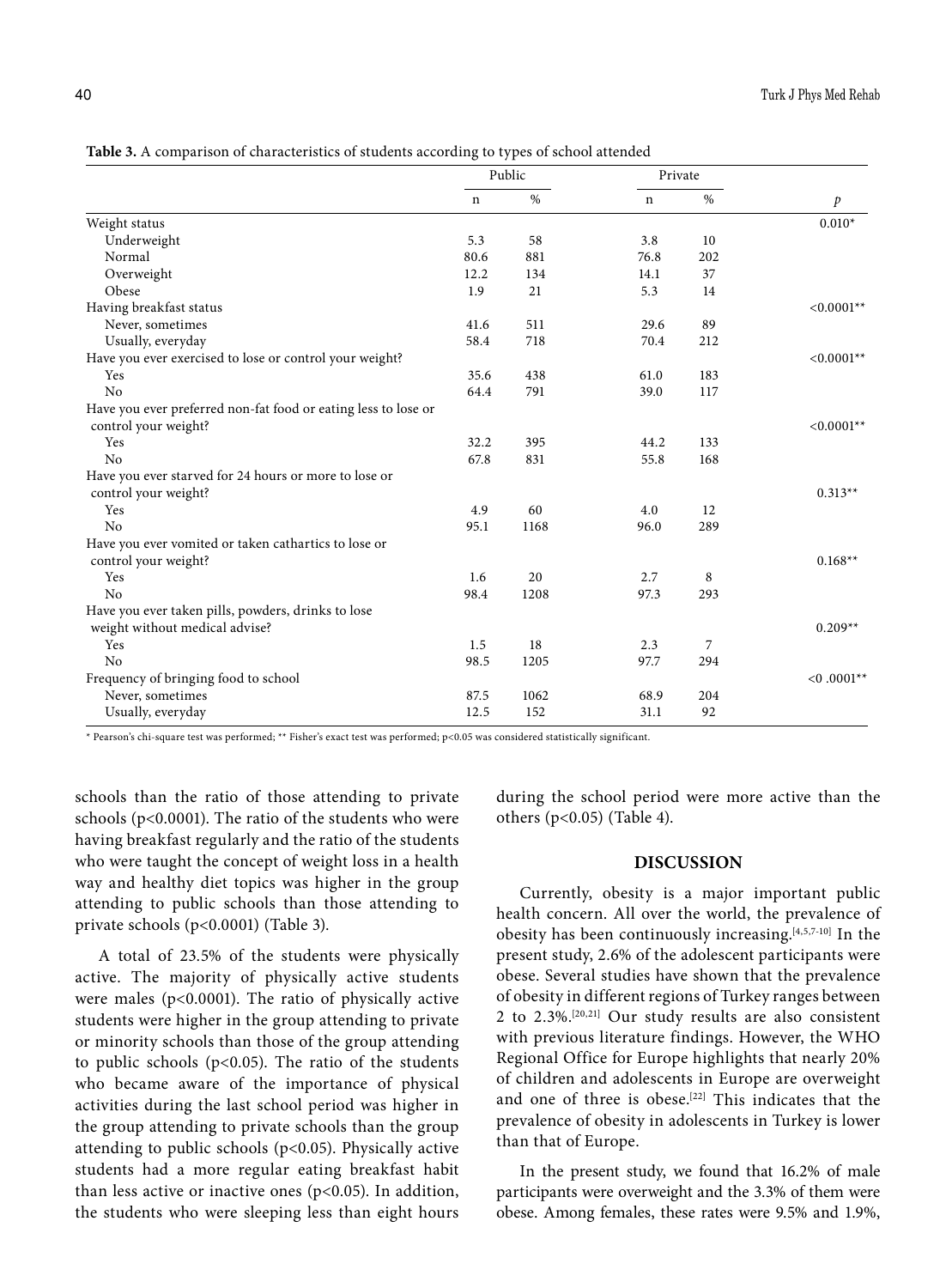**Table 3.** A comparison of characteristics of students according to types of school attended

| | Public | | Private | | |
|---|---|---|---|---|---|
| | n | % | n | % | *p* |
| Weight status | | | | | 0.010* |
| Underweight | 5.3 | 58 | 3.8 | 10 | |
| Normal | 80.6 | 881 | 76.8 | 202 | |
| Overweight | 12.2 | 134 | 14.1 | 37 | |
| Obese | 1.9 | 21 | 5.3 | 14 | |
| Having breakfast status | | | | | <0.0001** |
| Never, sometimes | 41.6 | 511 | 29.6 | 89 | |
| Usually, everyday | 58.4 | 718 | 70.4 | 212 | |
| Have you ever exercised to lose or control your weight? | | | | | <0.0001** |
| Yes | 35.6 | 438 | 61.0 | 183 | |
| No | 64.4 | 791 | 39.0 | 117 | |
| Have you ever preferred non-fat food or eating less to lose or control your weight? | | | | | <0.0001** |
| Yes | 32.2 | 395 | 44.2 | 133 | |
| No | 67.8 | 831 | 55.8 | 168 | |
| Have you ever starved for 24 hours or more to lose or control your weight? | | | | | 0.313** |
| Yes | 4.9 | 60 | 4.0 | 12 | |
| No | 95.1 | 1168 | 96.0 | 289 | |
| Have you ever vomited or taken cathartics to lose or control your weight? | | | | | 0.168** |
| Yes | 1.6 | 20 | 2.7 | 8 | |
| No | 98.4 | 1208 | 97.3 | 293 | |
| Have you ever taken pills, powders, drinks to lose weight without medical advise? | | | | | 0.209** |
| Yes | 1.5 | 18 | 2.3 | 7 | |
| No | 98.5 | 1205 | 97.7 | 294 | |
| Frequency of bringing food to school | | | | | <0 .0001** |
| Never, sometimes | 87.5 | 1062 | 68.9 | 204 | |
| Usually, everyday | 12.5 | 152 | 31.1 | 92 | |

\* Pearson's chi-square test was performed; ** Fisher's exact test was performed; p<0.05 was considered statistically significant.

schools than the ratio of those attending to private schools ($p<0.0001$). The ratio of the students who were having breakfast regularly and the ratio of the students who were taught the concept of weight loss in a health way and healthy diet topics was higher in the group attending to public schools than those attending to private schools ($p<0.0001$) (Table 3).

A total of 23.5% of the students were physically active. The majority of physically active students were males ($p<0.0001$). The ratio of physically active students were higher in the group attending to private or minority schools than those of the group attending to public schools ($p<0.05$). The ratio of the students who became aware of the importance of physical activities during the last school period was higher in the group attending to private schools than the group attending to public schools ($p<0.05$). Physically active students had a more regular eating breakfast habit than less active or inactive ones ($p<0.05$). In addition, the students who were sleeping less than eight hours during the school period were more active than the others ($p<0.05$) (Table 4).

## DISCUSSION

Currently, obesity is a major important public health concern. All over the world, the prevalence of obesity has been continuously increasing.[4,5,7-10] In the present study, 2.6% of the adolescent participants were obese. Several studies have shown that the prevalence of obesity in different regions of Turkey ranges between 2 to 2.3%.[20,21] Our study results are also consistent with previous literature findings. However, the WHO Regional Office for Europe highlights that nearly 20% of children and adolescents in Europe are overweight and one of three is obese.[22] This indicates that the prevalence of obesity in adolescents in Turkey is lower than that of Europe.

In the present study, we found that 16.2% of male participants were overweight and the 3.3% of them were obese. Among females, these rates were 9.5% and 1.9%,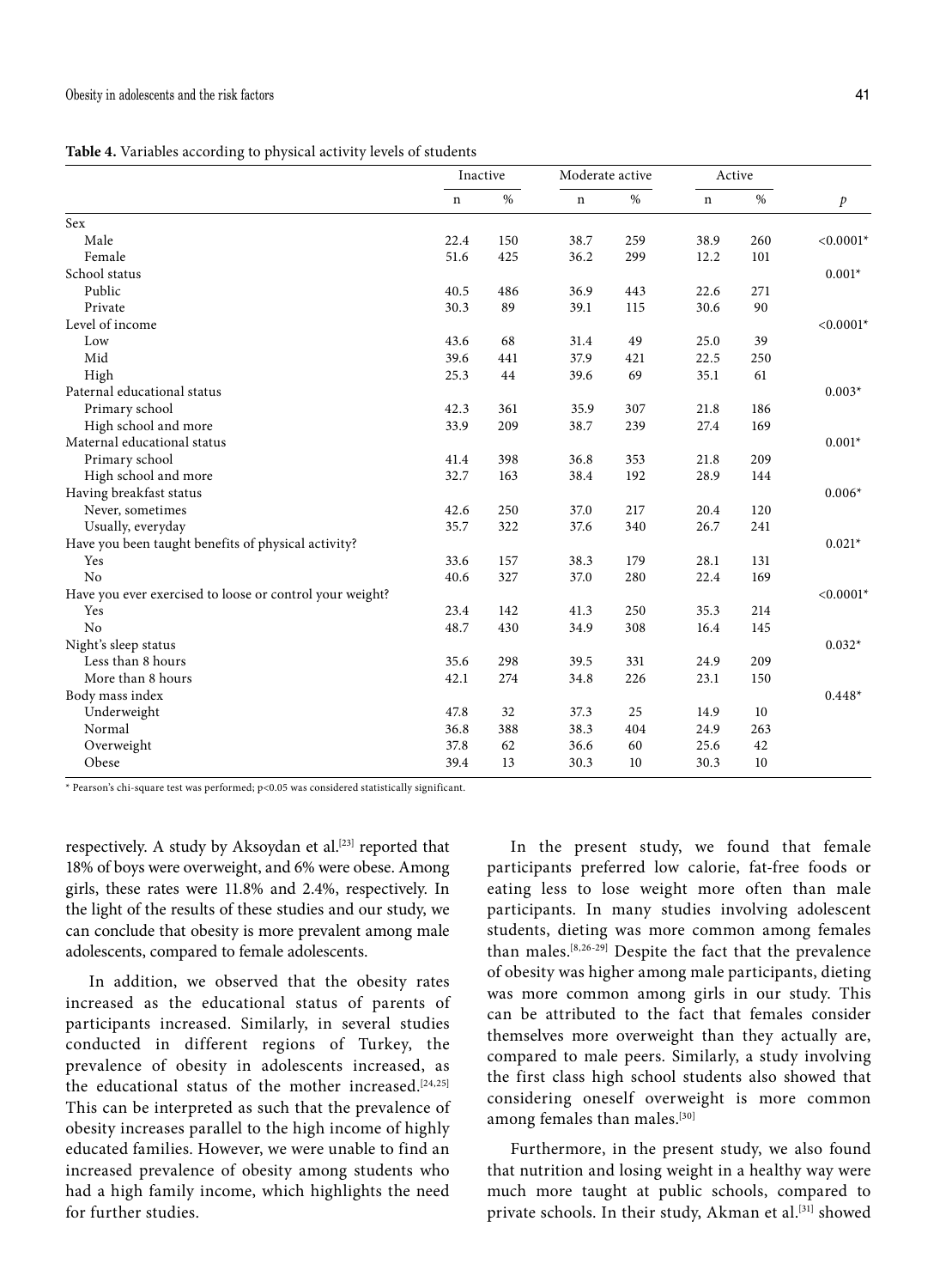**Table 4.** Variables according to physical activity levels of students

| | Inactive | | Moderate active | | Active | | |
|---|---|---|---|---|---|---|---|
| | n | % | n | % | n | % | *p* |
| Sex | | | | | | | <0.0001* |
| Male | 22.4 | 150 | 38.7 | 259 | 38.9 | 260 | |
| Female | 51.6 | 425 | 36.2 | 299 | 12.2 | 101 | |
| School status | | | | | | | 0.001* |
| Public | 40.5 | 486 | 36.9 | 443 | 22.6 | 271 | |
| Private | 30.3 | 89 | 39.1 | 115 | 30.6 | 90 | |
| Level of income | | | | | | | <0.0001* |
| Low | 43.6 | 68 | 31.4 | 49 | 25.0 | 39 | |
| Mid | 39.6 | 441 | 37.9 | 421 | 22.5 | 250 | |
| High | 25.3 | 44 | 39.6 | 69 | 35.1 | 61 | |
| Paternal educational status | | | | | | | 0.003* |
| Primary school | 42.3 | 361 | 35.9 | 307 | 21.8 | 186 | |
| High school and more | 33.9 | 209 | 38.7 | 239 | 27.4 | 169 | |
| Maternal educational status | | | | | | | 0.001* |
| Primary school | 41.4 | 398 | 36.8 | 353 | 21.8 | 209 | |
| High school and more | 32.7 | 163 | 38.4 | 192 | 28.9 | 144 | |
| Having breakfast status | | | | | | | 0.006* |
| Never, sometimes | 42.6 | 250 | 37.0 | 217 | 20.4 | 120 | |
| Usually, everyday | 35.7 | 322 | 37.6 | 340 | 26.7 | 241 | |
| Have you been taught benefits of physical activity? | | | | | | | 0.021* |
| Yes | 33.6 | 157 | 38.3 | 179 | 28.1 | 131 | |
| No | 40.6 | 327 | 37.0 | 280 | 22.4 | 169 | |
| Have you ever exercised to loose or control your weight? | | | | | | | <0.0001* |
| Yes | 23.4 | 142 | 41.3 | 250 | 35.3 | 214 | |
| No | 48.7 | 430 | 34.9 | 308 | 16.4 | 145 | |
| Night's sleep status | | | | | | | 0.032* |
| Less than 8 hours | 35.6 | 298 | 39.5 | 331 | 24.9 | 209 | |
| More than 8 hours | 42.1 | 274 | 34.8 | 226 | 23.1 | 150 | |
| Body mass index | | | | | | | 0.448* |
| Underweight | 47.8 | 32 | 37.3 | 25 | 14.9 | 10 | |
| Normal | 36.8 | 388 | 38.3 | 404 | 24.9 | 263 | |
| Overweight | 37.8 | 62 | 36.6 | 60 | 25.6 | 42 | |
| Obese | 39.4 | 13 | 30.3 | 10 | 30.3 | 10 | |

\* Pearson's chi-square test was performed; p<0.05 was considered statistically significant.

respectively. A study by Aksoydan et al.[23] reported that 18% of boys were overweight, and 6% were obese. Among girls, these rates were 11.8% and 2.4%, respectively. In the light of the results of these studies and our study, we can conclude that obesity is more prevalent among male adolescents, compared to female adolescents.

In addition, we observed that the obesity rates increased as the educational status of parents of participants increased. Similarly, in several studies conducted in different regions of Turkey, the prevalence of obesity in adolescents increased, as the educational status of the mother increased.[24,25] This can be interpreted as such that the prevalence of obesity increases parallel to the high income of highly educated families. However, we were unable to find an increased prevalence of obesity among students who had a high family income, which highlights the need for further studies.

In the present study, we found that female participants preferred low calorie, fat-free foods or eating less to lose weight more often than male participants. In many studies involving adolescent students, dieting was more common among females than males.[8,26-29] Despite the fact that the prevalence of obesity was higher among male participants, dieting was more common among girls in our study. This can be attributed to the fact that females consider themselves more overweight than they actually are, compared to male peers. Similarly, a study involving the first class high school students also showed that considering oneself overweight is more common among females than males.[30]

Furthermore, in the present study, we also found that nutrition and losing weight in a healthy way were much more taught at public schools, compared to private schools. In their study, Akman et al.[31] showed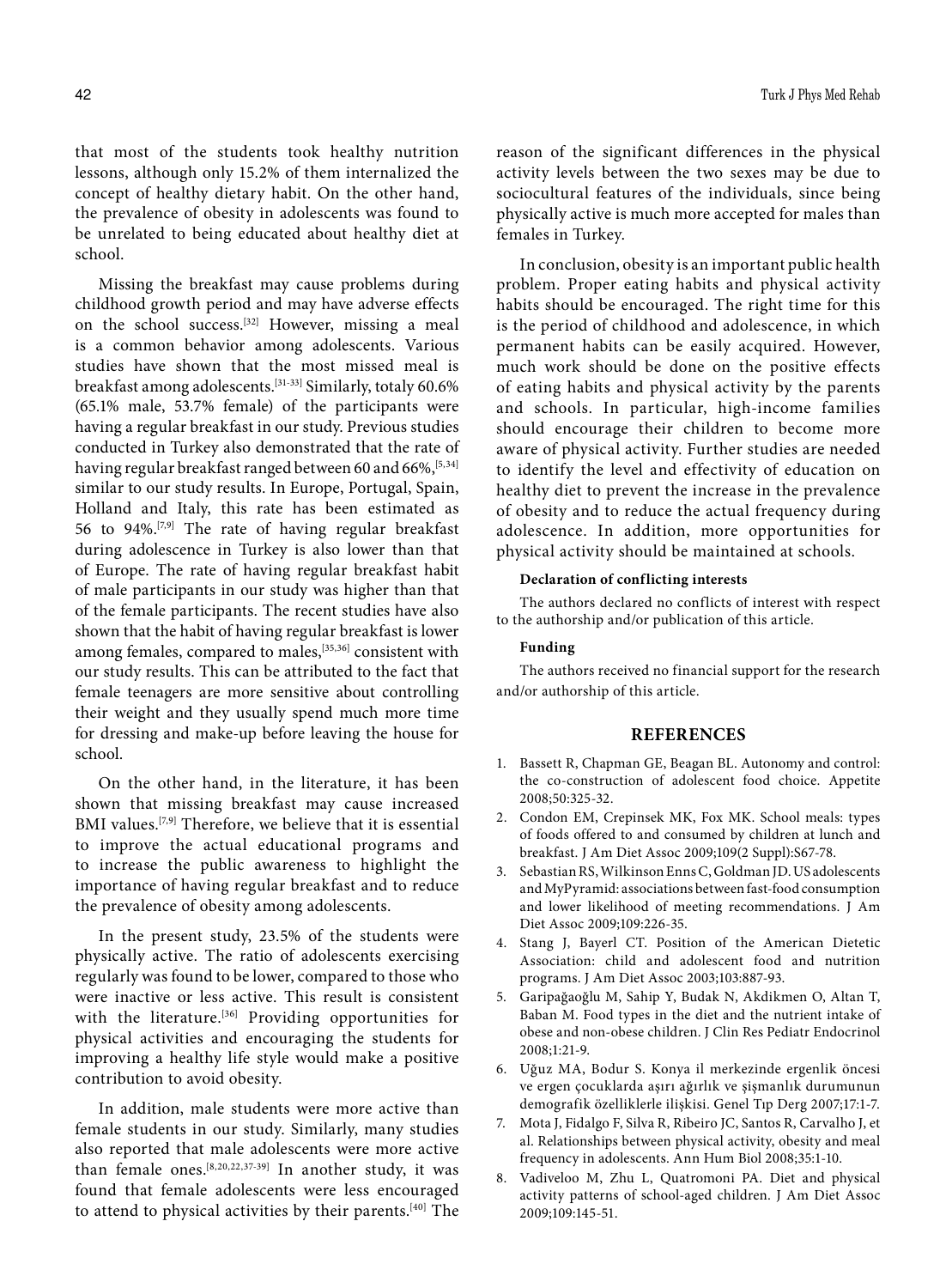that most of the students took healthy nutrition lessons, although only 15.2% of them internalized the concept of healthy dietary habit. On the other hand, the prevalence of obesity in adolescents was found to be unrelated to being educated about healthy diet at school.

Missing the breakfast may cause problems during childhood growth period and may have adverse effects on the school success.[32] However, missing a meal is a common behavior among adolescents. Various studies have shown that the most missed meal is breakfast among adolescents.[31-33] Similarly, totaly 60.6% (65.1% male, 53.7% female) of the participants were having a regular breakfast in our study. Previous studies conducted in Turkey also demonstrated that the rate of having regular breakfast ranged between 60 and 66%,[5,34] similar to our study results. In Europe, Portugal, Spain, Holland and Italy, this rate has been estimated as 56 to 94%.[7,9] The rate of having regular breakfast during adolescence in Turkey is also lower than that of Europe. The rate of having regular breakfast habit of male participants in our study was higher than that of the female participants. The recent studies have also shown that the habit of having regular breakfast is lower among females, compared to males,[35,36] consistent with our study results. This can be attributed to the fact that female teenagers are more sensitive about controlling their weight and they usually spend much more time for dressing and make-up before leaving the house for school.

On the other hand, in the literature, it has been shown that missing breakfast may cause increased BMI values.[7,9] Therefore, we believe that it is essential to improve the actual educational programs and to increase the public awareness to highlight the importance of having regular breakfast and to reduce the prevalence of obesity among adolescents.

In the present study, 23.5% of the students were physically active. The ratio of adolescents exercising regularly was found to be lower, compared to those who were inactive or less active. This result is consistent with the literature.[36] Providing opportunities for physical activities and encouraging the students for improving a healthy life style would make a positive contribution to avoid obesity.

In addition, male students were more active than female students in our study. Similarly, many studies also reported that male adolescents were more active than female ones.[8,20,22,37-39] In another study, it was found that female adolescents were less encouraged to attend to physical activities by their parents.[40] The reason of the significant differences in the physical activity levels between the two sexes may be due to sociocultural features of the individuals, since being physically active is much more accepted for males than females in Turkey.

In conclusion, obesity is an important public health problem. Proper eating habits and physical activity habits should be encouraged. The right time for this is the period of childhood and adolescence, in which permanent habits can be easily acquired. However, much work should be done on the positive effects of eating habits and physical activity by the parents and schools. In particular, high-income families should encourage their children to become more aware of physical activity. Further studies are needed to identify the level and effectivity of education on healthy diet to prevent the increase in the prevalence of obesity and to reduce the actual frequency during adolescence. In addition, more opportunities for physical activity should be maintained at schools.

#### Declaration of conflicting interests

The authors declared no conflicts of interest with respect to the authorship and/or publication of this article.

#### Funding

The authors received no financial support for the research and/or authorship of this article.

## REFERENCES

1. Bassett R, Chapman GE, Beagan BL. Autonomy and control: the co-construction of adolescent food choice. Appetite 2008;50:325-32.
2. Condon EM, Crepinsek MK, Fox MK. School meals: types of foods offered to and consumed by children at lunch and breakfast. J Am Diet Assoc 2009;109(2 Suppl):S67-78.
3. Sebastian RS, Wilkinson Enns C, Goldman JD. US adolescents and MyPyramid: associations between fast-food consumption and lower likelihood of meeting recommendations. J Am Diet Assoc 2009;109:226-35.
4. Stang J, Bayerl CT. Position of the American Dietetic Association: child and adolescent food and nutrition programs. J Am Diet Assoc 2003;103:887-93.
5. Garipağaoğlu M, Sahip Y, Budak N, Akdikmen O, Altan T, Baban M. Food types in the diet and the nutrient intake of obese and non-obese children. J Clin Res Pediatr Endocrinol 2008;1:21-9.
6. Uğuz MA, Bodur S. Konya il merkezinde ergenlik öncesi ve ergen çocuklarda aşırı ağırlık ve şişmanlık durumunun demografik özelliklerle ilişkisi. Genel Tıp Derg 2007;17:1-7.
7. Mota J, Fidalgo F, Silva R, Ribeiro JC, Santos R, Carvalho J, et al. Relationships between physical activity, obesity and meal frequency in adolescents. Ann Hum Biol 2008;35:1-10.
8. Vadiveloo M, Zhu L, Quatromoni PA. Diet and physical activity patterns of school-aged children. J Am Diet Assoc 2009;109:145-51.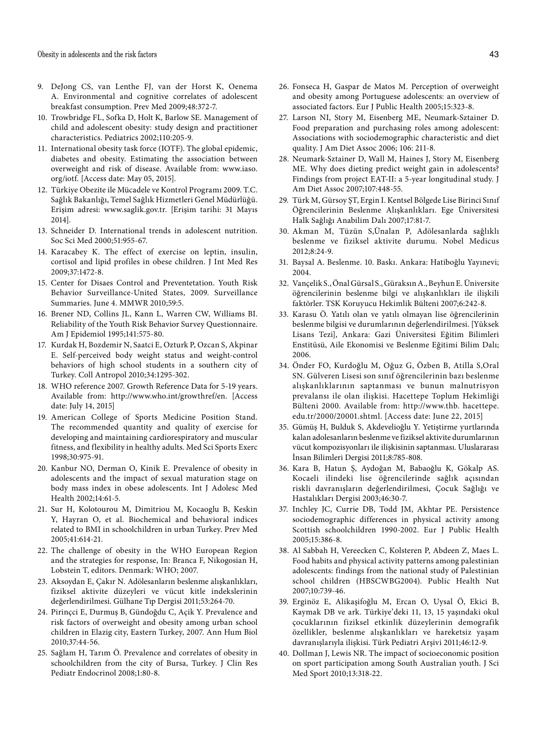9. DeJong CS, van Lenthe FJ, van der Horst K, Oenema A. Environmental and cognitive correlates of adolescent breakfast consumption. Prev Med 2009;48:372-7.
10. Trowbridge FL, Sofka D, Holt K, Barlow SE. Management of child and adolescent obesity: study design and practitioner characteristics. Pediatrics 2002;110:205-9.
11. International obesity task force (IOTF). The global epidemic, diabetes and obesity. Estimating the association between overweight and risk of disease. Available from: www.iaso.org/iotf. [Access date: May 05, 2015].
12. Türkiye Obezite ile Mücadele ve Kontrol Programı 2009. T.C. Sağlık Bakanlığı, Temel Sağlık Hizmetleri Genel Müdürlüğü. Erişim adresi: www.saglik.gov.tr. [Erişim tarihi: 31 Mayıs 2014].
13. Schneider D. International trends in adolescent nutrition. Soc Sci Med 2000;51:955-67.
14. Karacabey K. The effect of exercise on leptin, insulin, cortisol and lipid profiles in obese children. J Int Med Res 2009;37:1472-8.
15. Center for Disaes Control and Preventetation. Youth Risk Behavior Surveillance-United States, 2009. Surveillance Summaries. June 4. MMWR 2010;59:5.
16. Brener ND, Collins JL, Kann L, Warren CW, Williams BI. Reliability of the Youth Risk Behavior Survey Questionnaire. Am J Epidemiol 1995;141:575-80.
17. Kurdak H, Bozdemir N, Saatci E, Ozturk P, Ozcan S, Akpinar E. Self-perceived body weight status and weight-control behaviors of high school students in a southern city of Turkey. Coll Antropol 2010;34:1295-302.
18. WHO reference 2007. Growth Reference Data for 5-19 years. Available from: http://www.who.int/growthref/en. [Access date: July 14, 2015]
19. American College of Sports Medicine Position Stand. The recommended quantity and quality of exercise for developing and maintaining cardiorespiratory and muscular fitness, and flexibility in healthy adults. Med Sci Sports Exerc 1998;30:975-91.
20. Kanbur NO, Derman O, Kinik E. Prevalence of obesity in adolescents and the impact of sexual maturation stage on body mass index in obese adolescents. Int J Adolesc Med Health 2002;14:61-5.
21. Sur H, Kolotourou M, Dimitriou M, Kocaoglu B, Keskin Y, Hayran O, et al. Biochemical and behavioral indices related to BMI in schoolchildren in urban Turkey. Prev Med 2005;41:614-21.
22. The challenge of obesity in the WHO European Region and the strategies for response, In: Branca F, Nikogosian H, Lobstein T, editors. Denmark: WHO; 2007.
23. Aksoydan E, Çakır N. Adölesanların beslenme alışkanlıkları, fiziksel aktivite düzeyleri ve vücut kitle indekslerinin değerlendirilmesi. Gülhane Tıp Dergisi 2011;53:264-70.
24. Pirinçci E, Durmuş B, Gündoğdu C, Açik Y. Prevalence and risk factors of overweight and obesity among urban school children in Elazig city, Eastern Turkey, 2007. Ann Hum Biol 2010;37:44-56.
25. Sağlam H, Tarım Ö. Prevalence and correlates of obesity in schoolchildren from the city of Bursa, Turkey. J Clin Res Pediatr Endocrinol 2008;1:80-8.
26. Fonseca H, Gaspar de Matos M. Perception of overweight and obesity among Portuguese adolescents: an overview of associated factors. Eur J Public Health 2005;15:323-8.
27. Larson NI, Story M, Eisenberg ME, Neumark-Sztainer D. Food preparation and purchasing roles among adolescent: Associations with sociodemographic characteristic and diet quality. J Am Diet Assoc 2006; 106: 211-8.
28. Neumark-Sztainer D, Wall M, Haines J, Story M, Eisenberg ME. Why does dieting predict weight gain in adolescents? Findings from project EAT-II: a 5-year longitudinal study. J Am Diet Assoc 2007;107:448-55.
29. Türk M, Gürsoy ŞT, Ergin I. Kentsel Bölgede Lise Birinci Sınıf Öğrencilerinin Beslenme Alışkanlıkları. Ege Üniversitesi Halk Sağlığı Anabilim Dalı 2007;17:81-7.
30. Akman M, Tüzün S,Ünalan P, Adölesanlarda sağlıklı beslenme ve fiziksel aktivite durumu. Nobel Medicus 2012;8:24-9.
31. Baysal A. Beslenme. 10. Baskı. Ankara: Hatiboğlu Yayınevi; 2004.
32. Vançelik S., Önal Gürsal S., Güraksın A., Beyhun E. Üniversite öğrencilerinin beslenme bilgi ve alışkanlıkları ile ilişkili faktörler. TSK Koruyucu Hekimlik Bülteni 2007;6:242-8.
33. Karasu Ö. Yatılı olan ve yatılı olmayan lise öğrencilerinin beslenme bilgisi ve durumlarının değerlendirilmesi. [Yüksek Lisans Tezi], Ankara: Gazi Üniversitesi Eğitim Bilimleri Enstitüsü, Aile Ekonomisi ve Beslenme Eğitimi Bilim Dalı; 2006.
34. Önder FO, Kurdoğlu M, Oğuz G, Özben B, Atilla S,Oral SN. Gülveren Lisesi son sınıf öğrencilerinin bazı beslenme alışkanlıklarının saptanması ve bunun malnutrisyon prevalansı ile olan ilişkisi. Hacettepe Toplum Hekimliği Bülteni 2000. Available from: http://www.thb. hacettepe. edu.tr/2000/20001.shtml. [Access date: June 22, 2015]
35. Gümüş H, Bulduk S, Akdevelioğlu Y. Yetiştirme yurtlarında kalan adolesanların beslenme ve fiziksel aktivite durumlarının vücut kompozisyonları ile ilişkisinin saptanması. Uluslararası İnsan Bilimleri Dergisi 2011;8:785-808.
36. Kara B, Hatun Ş, Aydoğan M, Babaoğlu K, Gökalp AS. Kocaeli ilindeki lise öğrencilerinde sağlık açısından riskli davranışların değerlendirilmesi, Çocuk Sağlığı ve Hastalıkları Dergisi 2003;46:30-7.
37. Inchley JC, Currie DB, Todd JM, Akhtar PE. Persistence sociodemographic differences in physical activity among Scottish schoolchildren 1990-2002. Eur J Public Health 2005;15:386-8.
38. Al Sabbah H, Vereecken C, Kolsteren P, Abdeen Z, Maes L. Food habits and physical activity patterns among palestinian adolescents: findings from the national study of Palestinian school children (HBSCWBG2004). Public Health Nut 2007;10:739-46.
39. Erginöz E, Alikaşifoğlu M, Ercan O, Uysal Ö, Ekici B, Kaymak DB ve ark. Türkiye'deki 11, 13, 15 yaşındaki okul çocuklarının fiziksel etkinlik düzeylerinin demografik özellikler, beslenme alışkanlıkları ve hareketsiz yaşam davranışlarıyla ilişkisi. Türk Pediatri Arşivi 2011;46:12-9.
40. Dollman J, Lewis NR. The impact of socioeconomic position on sport participation among South Australian youth. J Sci Med Sport 2010;13:318-22.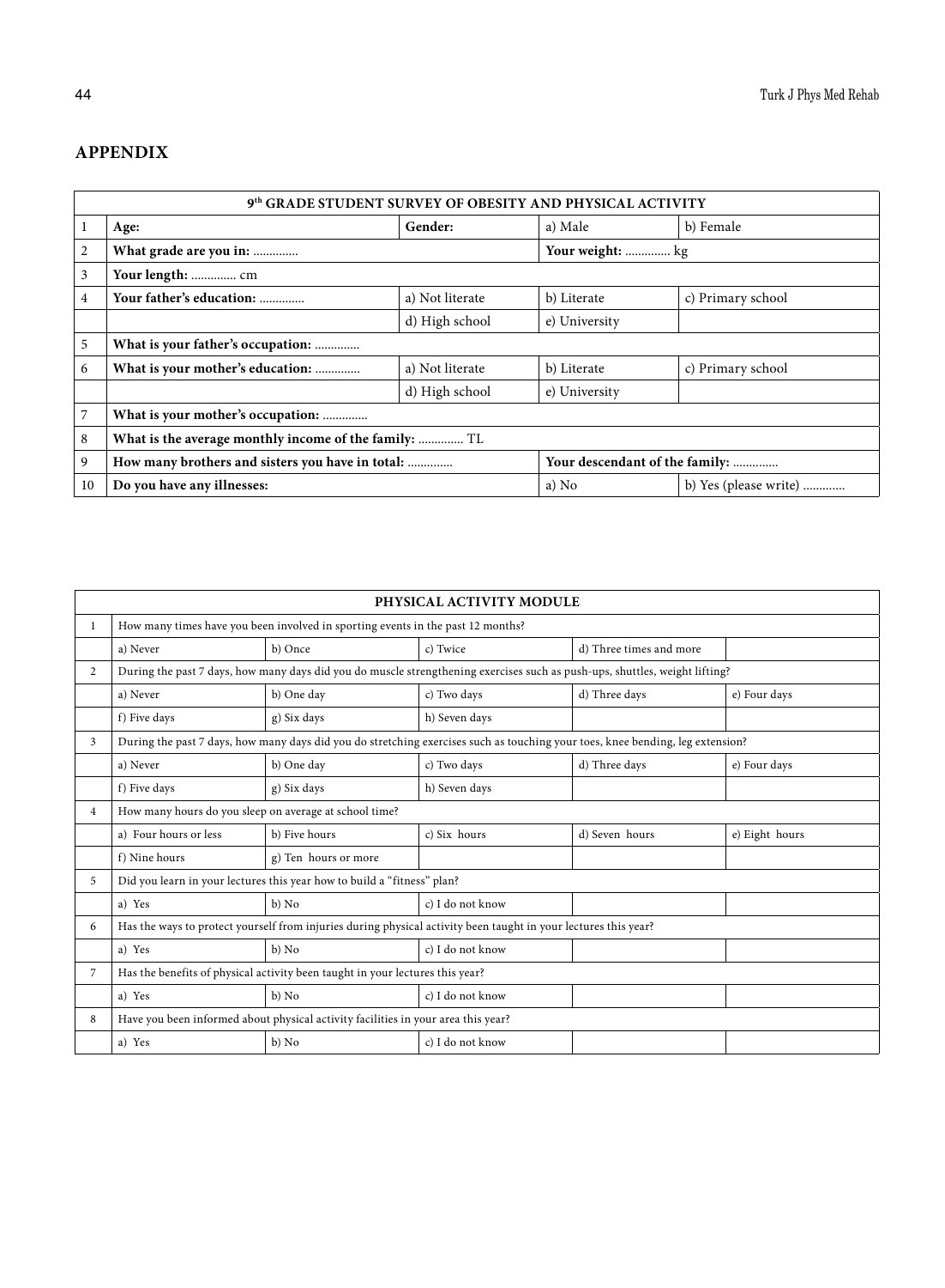## APPENDIX

| 9th GRADE STUDENT SURVEY OF OBESITY AND PHYSICAL ACTIVITY | | | | |
|---|---|---|---|---|
| 1 | **Age:** | **Gender:** | a) Male | b) Female |
| 2 | **What grade are you in:** .............. | | **Your weight:** .............. kg | |
| 3 | **Your length:** .............. cm | | | |
| 4 | **Your father's education:** .............. | a) Not literate | b) Literate | c) Primary school |
| | | d) High school | e) University | |
| 5 | **What is your father's occupation:** .............. | | | |
| 6 | **What is your mother's education:** .............. | a) Not literate | b) Literate | c) Primary school |
| | | d) High school | e) University | |
| 7 | **What is your mother's occupation:** .............. | | | |
| 8 | **What is the average monthly income of the family:** .............. TL | | | |
| 9 | **How many brothers and sisters you have in total:** .............. | | **Your descendant of the family:** .............. | |
| 10 | **Do you have any illnesses:** | | a) No | b) Yes (please write) ............. |

| PHYSICAL ACTIVITY MODULE | | | | | |
|---|---|---|---|---|---|
| 1 | How many times have you been involved in sporting events in the past 12 months? | | | | |
| | a) Never | b) Once | c) Twice | d) Three times and more | |
| 2 | During the past 7 days, how many days did you do muscle strengthening exercises such as push-ups, shuttles, weight lifting? | | | | |
| | a) Never | b) One day | c) Two days | d) Three days | e) Four days |
| | f) Five days | g) Six days | h) Seven days | | |
| 3 | During the past 7 days, how many days did you do stretching exercises such as touching your toes, knee bending, leg extension? | | | | |
| | a) Never | b) One day | c) Two days | d) Three days | e) Four days |
| | f) Five days | g) Six days | h) Seven days | | |
| 4 | How many hours do you sleep on average at school time? | | | | |
| | a) Four hours or less | b) Five hours | c) Six hours | d) Seven hours | e) Eight hours |
| | f) Nine hours | g) Ten hours or more | | | |
| 5 | Did you learn in your lectures this year how to build a "fitness" plan? | | | | |
| | a) Yes | b) No | c) I do not know | | |
| 6 | Has the ways to protect yourself from injuries during physical activity been taught in your lectures this year? | | | | |
| | a) Yes | b) No | c) I do not know | | |
| 7 | Has the benefits of physical activity been taught in your lectures this year? | | | | |
| | a) Yes | b) No | c) I do not know | | |
| 8 | Have you been informed about physical activity facilities in your area this year? | | | | |
| | a) Yes | b) No | c) I do not know | | |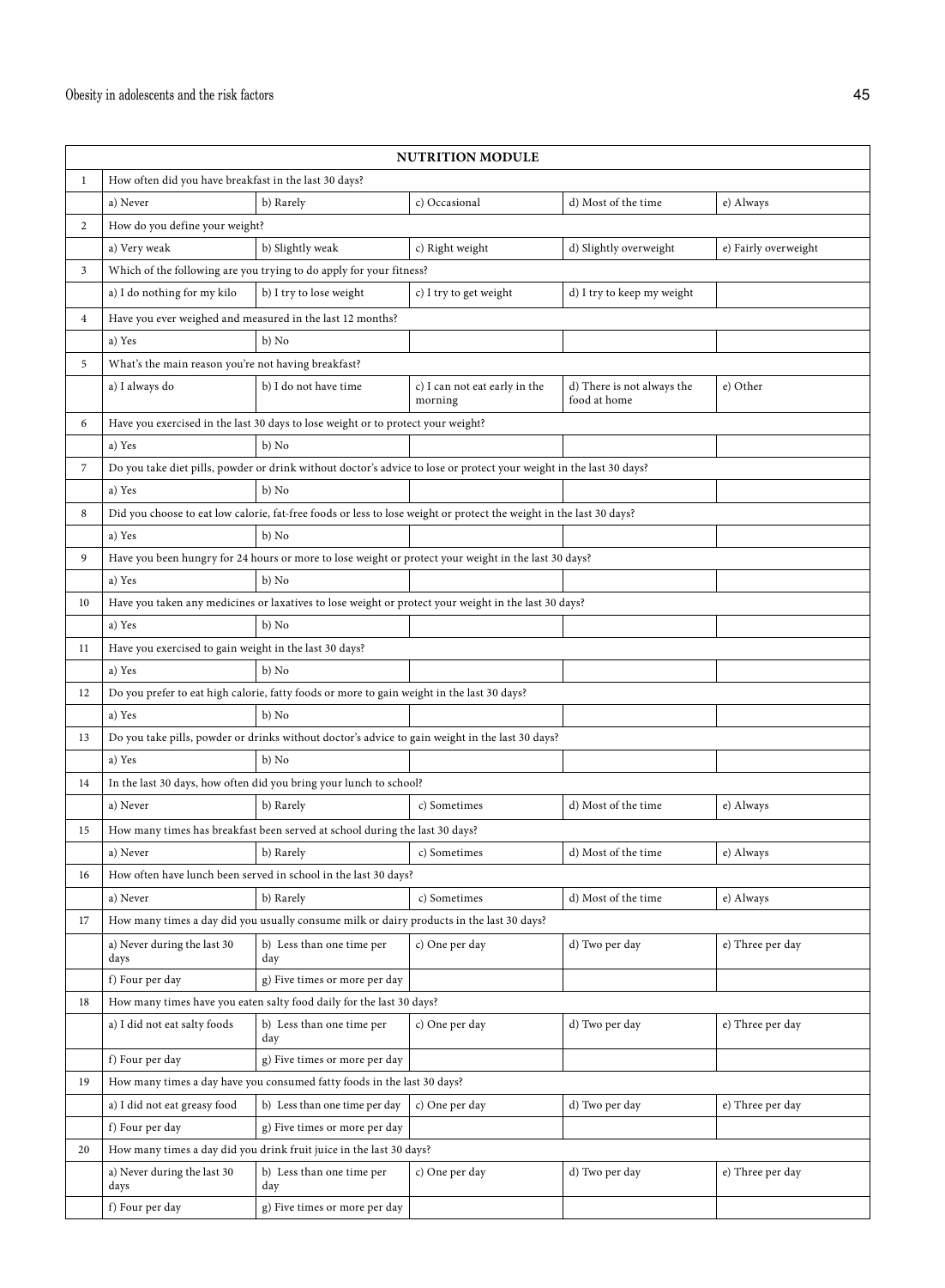| NUTRITION MODULE | | | | | |
|---|---|---|---|---|---|
| 1 | How often did you have breakfast in the last 30 days? | | | | |
| | a) Never | b) Rarely | c) Occasional | d) Most of the time | e) Always |
| 2 | How do you define your weight? | | | | |
| | a) Very weak | b) Slightly weak | c) Right weight | d) Slightly overweight | e) Fairly overweight |
| 3 | Which of the following are you trying to do apply for your fitness? | | | | |
| | a) I do nothing for my kilo | b) I try to lose weight | c) I try to get weight | d) I try to keep my weight | |
| 4 | Have you ever weighed and measured in the last 12 months? | | | | |
| | a) Yes | b) No | | | |
| 5 | What's the main reason you're not having breakfast? | | | | |
| | a) I always do | b) I do not have time | c) I can not eat early in the morning | d) There is not always the food at home | e) Other |
| 6 | Have you exercised in the last 30 days to lose weight or to protect your weight? | | | | |
| | a) Yes | b) No | | | |
| 7 | Do you take diet pills, powder or drink without doctor's advice to lose or protect your weight in the last 30 days? | | | | |
| | a) Yes | b) No | | | |
| 8 | Did you choose to eat low calorie, fat-free foods or less to lose weight or protect the weight in the last 30 days? | | | | |
| | a) Yes | b) No | | | |
| 9 | Have you been hungry for 24 hours or more to lose weight or protect your weight in the last 30 days? | | | | |
| | a) Yes | b) No | | | |
| 10 | Have you taken any medicines or laxatives to lose weight or protect your weight in the last 30 days? | | | | |
| | a) Yes | b) No | | | |
| 11 | Have you exercised to gain weight in the last 30 days? | | | | |
| | a) Yes | b) No | | | |
| 12 | Do you prefer to eat high calorie, fatty foods or more to gain weight in the last 30 days? | | | | |
| | a) Yes | b) No | | | |
| 13 | Do you take pills, powder or drinks without doctor's advice to gain weight in the last 30 days? | | | | |
| | a) Yes | b) No | | | |
| 14 | In the last 30 days, how often did you bring your lunch to school? | | | | |
| | a) Never | b) Rarely | c) Sometimes | d) Most of the time | e) Always |
| 15 | How many times has breakfast been served at school during the last 30 days? | | | | |
| | a) Never | b) Rarely | c) Sometimes | d) Most of the time | e) Always |
| 16 | How often have lunch been served in school in the last 30 days? | | | | |
| | a) Never | b) Rarely | c) Sometimes | d) Most of the time | e) Always |
| 17 | How many times a day did you usually consume milk or dairy products in the last 30 days? | | | | |
| | a) Never during the last 30 days | b) Less than one time per day | c) One per day | d) Two per day | e) Three per day |
| | f) Four per day | g) Five times or more per day | | | |
| 18 | How many times have you eaten salty food daily for the last 30 days? | | | | |
| | a) I did not eat salty foods | b) Less than one time per day | c) One per day | d) Two per day | e) Three per day |
| | f) Four per day | g) Five times or more per day | | | |
| 19 | How many times a day have you consumed fatty foods in the last 30 days? | | | | |
| | a) I did not eat greasy food | b) Less than one time per day | c) One per day | d) Two per day | e) Three per day |
| | f) Four per day | g) Five times or more per day | | | |
| 20 | How many times a day did you drink fruit juice in the last 30 days? | | | | |
| | a) Never during the last 30 days | b) Less than one time per day | c) One per day | d) Two per day | e) Three per day |
| | f) Four per day | g) Five times or more per day | | | |